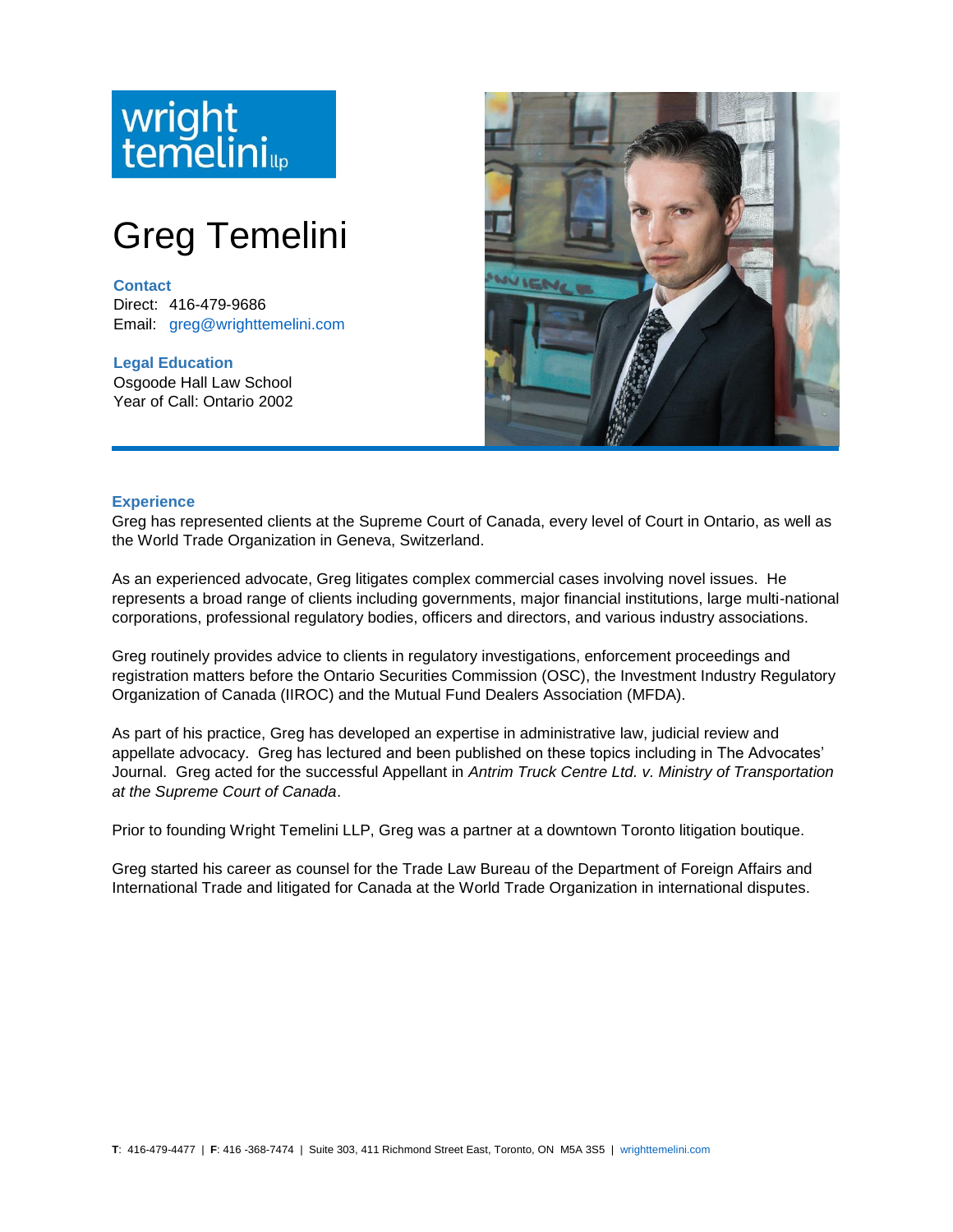wright temelini llp

# Greg Temelini

**Contact**
Direct: 416-479-9686
Email: greg@wrighttemelini.com

**Legal Education**
Osgoode Hall Law School
Year of Call: Ontario 2002

## Experience

Greg has represented clients at the Supreme Court of Canada, every level of Court in Ontario, as well as the World Trade Organization in Geneva, Switzerland.

As an experienced advocate, Greg litigates complex commercial cases involving novel issues. He represents a broad range of clients including governments, major financial institutions, large multi-national corporations, professional regulatory bodies, officers and directors, and various industry associations.

Greg routinely provides advice to clients in regulatory investigations, enforcement proceedings and registration matters before the Ontario Securities Commission (OSC), the Investment Industry Regulatory Organization of Canada (IIROC) and the Mutual Fund Dealers Association (MFDA).

As part of his practice, Greg has developed an expertise in administrative law, judicial review and appellate advocacy. Greg has lectured and been published on these topics including in The Advocates' Journal. Greg acted for the successful Appellant in *Antrim Truck Centre Ltd. v. Ministry of Transportation at the Supreme Court of Canada*.

Prior to founding Wright Temelini LLP, Greg was a partner at a downtown Toronto litigation boutique.

Greg started his career as counsel for the Trade Law Bureau of the Department of Foreign Affairs and International Trade and litigated for Canada at the World Trade Organization in international disputes.

**T**: 416-479-4477 | **F**: 416 -368-7474 | Suite 303, 411 Richmond Street East, Toronto, ON M5A 3S5 | wrighttemelini.com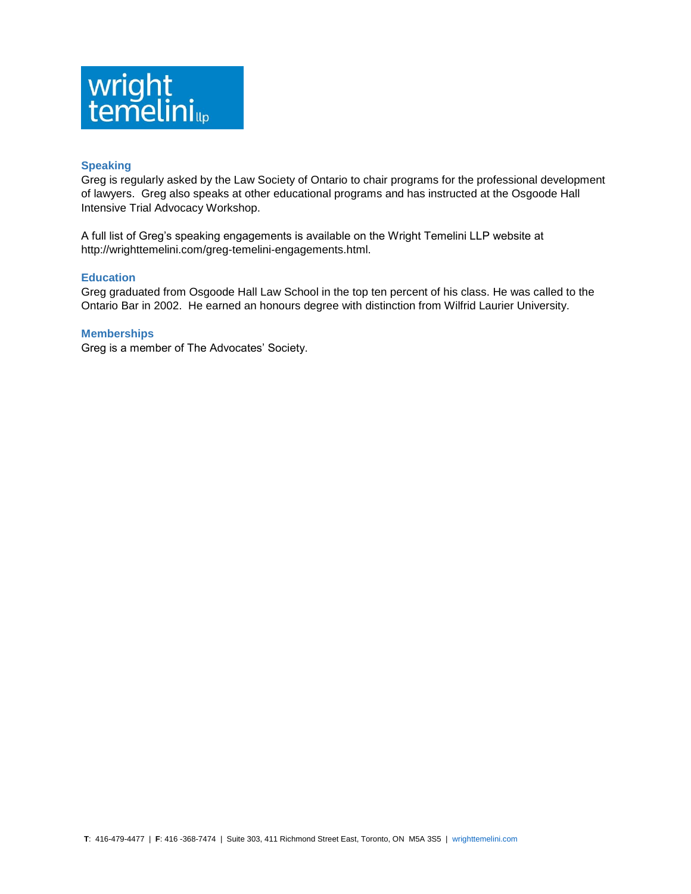## Speaking

Greg is regularly asked by the Law Society of Ontario to chair programs for the professional development of lawyers. Greg also speaks at other educational programs and has instructed at the Osgoode Hall Intensive Trial Advocacy Workshop.

A full list of Greg's speaking engagements is available on the Wright Temelini LLP website at http://wrighttemelini.com/greg-temelini-engagements.html.

## Education

Greg graduated from Osgoode Hall Law School in the top ten percent of his class. He was called to the Ontario Bar in 2002. He earned an honours degree with distinction from Wilfrid Laurier University.

## Memberships

Greg is a member of The Advocates' Society.